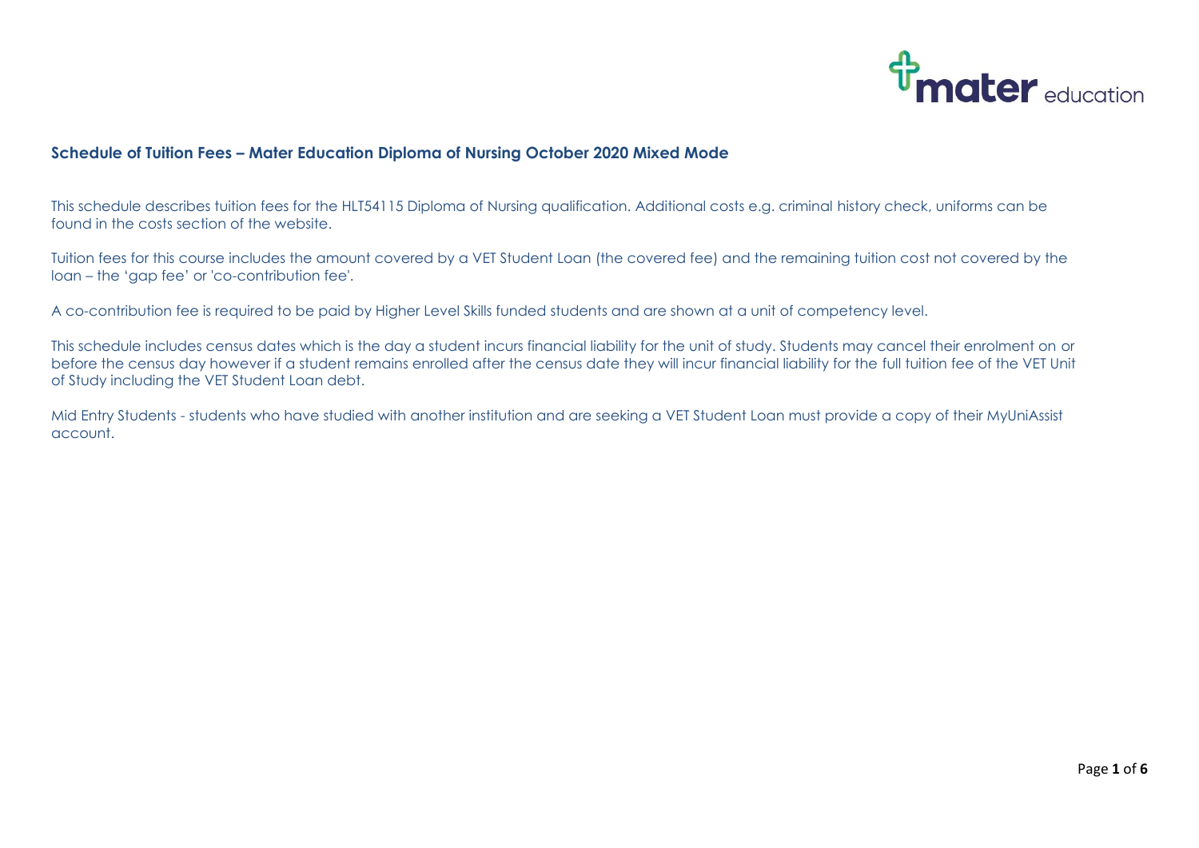## Schedule of Tuition Fees – Mater Education Diploma of Nursing October 2020 Mixed Mode

This schedule describes tuition fees for the HLT54115 Diploma of Nursing qualification. Additional costs e.g. criminal history check, uniforms can be found in the costs section of the website.

Tuition fees for this course includes the amount covered by a VET Student Loan (the covered fee) and the remaining tuition cost not covered by the loan – the 'gap fee' or 'co-contribution fee'.

A co-contribution fee is required to be paid by Higher Level Skills funded students and are shown at a unit of competency level.

This schedule includes census dates which is the day a student incurs financial liability for the unit of study. Students may cancel their enrolment on or before the census day however if a student remains enrolled after the census date they will incur financial liability for the full tuition fee of the VET Unit of Study including the VET Student Loan debt.

Mid Entry Students - students who have studied with another institution and are seeking a VET Student Loan must provide a copy of their MyUniAssist account.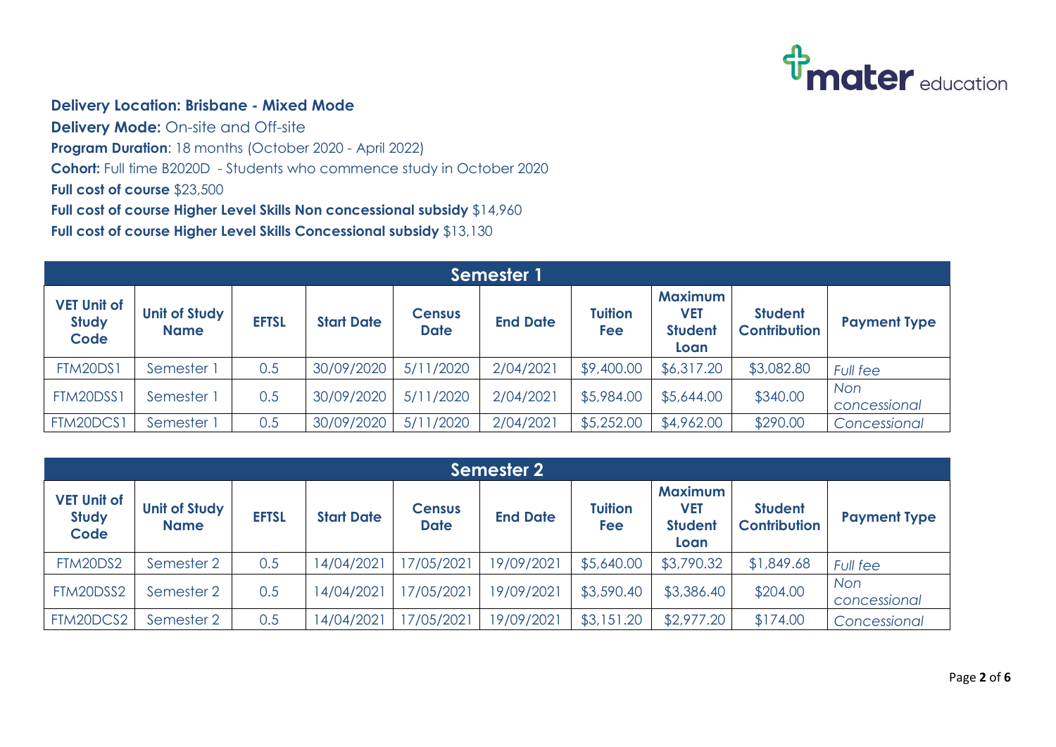**Delivery Location: Brisbane - Mixed Mode**

**Delivery Mode:** On-site and Off-site

**Program Duration**: 18 months (October 2020 - April 2022)

**Cohort:** Full time B2020D - Students who commence study in October 2020

**Full cost of course** $23,500

**Full cost of course Higher Level Skills Non concessional subsidy** $14,960

**Full cost of course Higher Level Skills Concessional subsidy** $13,130

| Semester 1 | | | | | | | | | |
|---|---|---|---|---|---|---|---|---|---|
| **VET Unit of Study Code** | **Unit of Study Name** | **EFTSL** | **Start Date** | **Census Date** | **End Date** | **Tuition Fee** | **Maximum VET Student Loan** | **Student Contribution** | **Payment Type** |
| FTM20DS1 | Semester 1 | 0.5 | 30/09/2020 | 5/11/2020 | 2/04/2021 | $9,400.00 | $6,317.20 | $3,082.80 | *Full fee* |
| FTM20DSS1 | Semester 1 | 0.5 | 30/09/2020 | 5/11/2020 | 2/04/2021 | $5,984.00 | $5,644.00 | $340.00 | *Non concessional* |
| FTM20DCS1 | Semester 1 | 0.5 | 30/09/2020 | 5/11/2020 | 2/04/2021 | $5,252.00 | $4,962.00 | $290.00 | *Concessional* |

| Semester 2 | | | | | | | | | |
|---|---|---|---|---|---|---|---|---|---|
| **VET Unit of Study Code** | **Unit of Study Name** | **EFTSL** | **Start Date** | **Census Date** | **End Date** | **Tuition Fee** | **Maximum VET Student Loan** | **Student Contribution** | **Payment Type** |
| FTM20DS2 | Semester 2 | 0.5 | 14/04/2021 | 17/05/2021 | 19/09/2021 | $5,640.00 | $3,790.32 | $1,849.68 | *Full fee* |
| FTM20DSS2 | Semester 2 | 0.5 | 14/04/2021 | 17/05/2021 | 19/09/2021 | $3,590.40 | $3,386.40 | $204.00 | *Non concessional* |
| FTM20DCS2 | Semester 2 | 0.5 | 14/04/2021 | 17/05/2021 | 19/09/2021 | $3,151.20 | $2,977.20 | $174.00 | *Concessional* |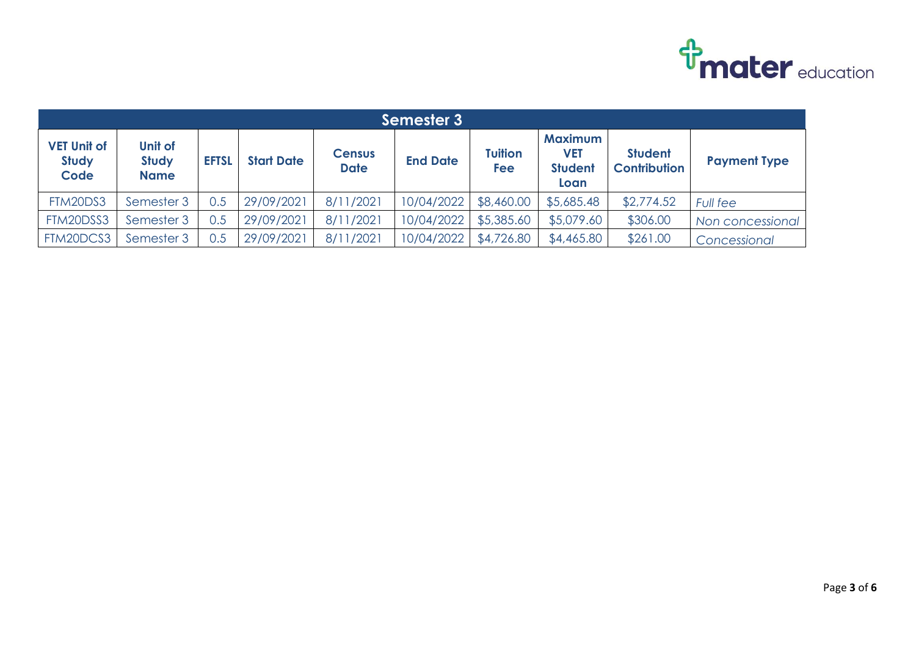| Semester 3 | | | | | | | | | |
|---|---|---|---|---|---|---|---|---|---|
| **VET Unit of Study Code** | **Unit of Study Name** | **EFTSL** | **Start Date** | **Census Date** | **End Date** | **Tuition Fee** | **Maximum VET Student Loan** | **Student Contribution** | **Payment Type** |
| FTM20DS3 | Semester 3 | 0.5 | 29/09/2021 | 8/11/2021 | 10/04/2022 | $8,460.00 | $5,685.48 | $2,774.52 | *Full fee* |
| FTM20DSS3 | Semester 3 | 0.5 | 29/09/2021 | 8/11/2021 | 10/04/2022 | $5,385.60 | $5,079.60 | $306.00 | *Non concessional* |
| FTM20DCS3 | Semester 3 | 0.5 | 29/09/2021 | 8/11/2021 | 10/04/2022 | $4,726.80 | $4,465.80 | $261.00 | *Concessional* |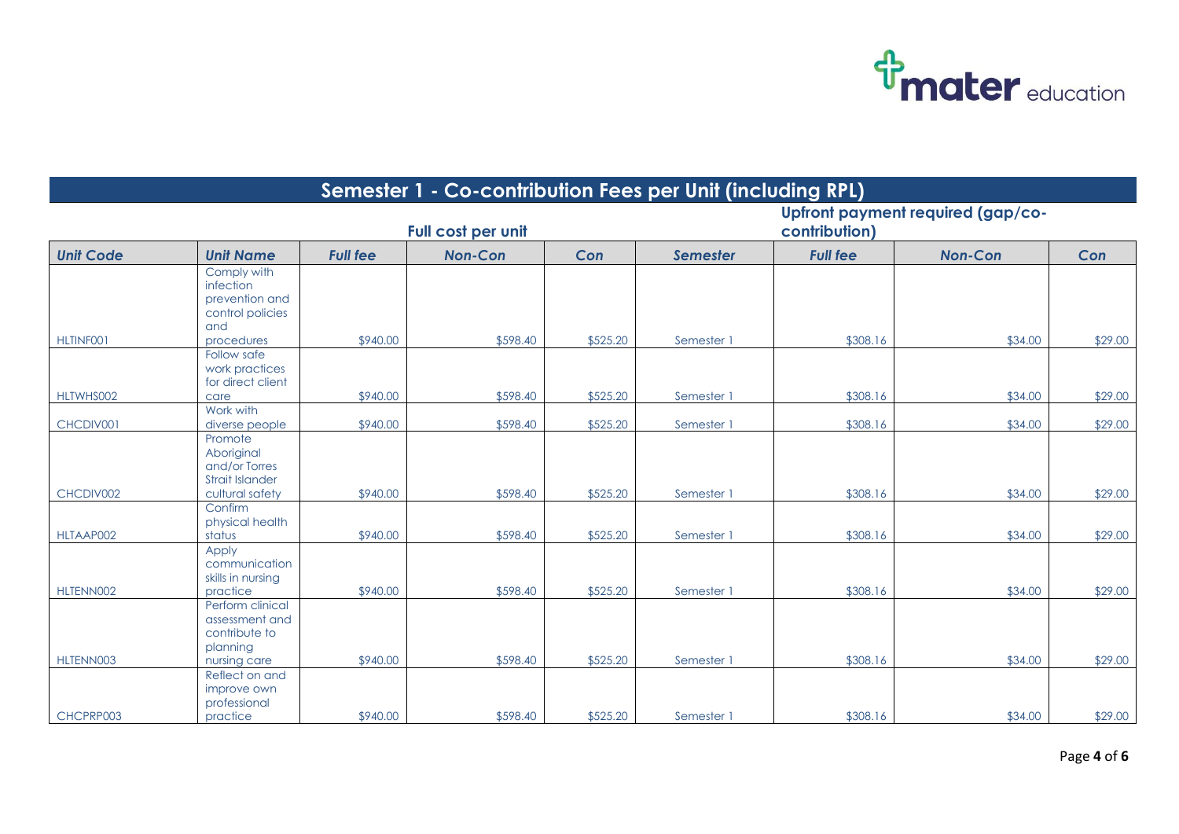## Semester 1 - Co-contribution Fees per Unit (including RPL)

| | | Full cost per unit | | | | Upfront payment required (gap/co-contribution) | | |
|---|---|---|---|---|---|---|---|---|
| ***Unit Code*** | ***Unit Name*** | ***Full fee*** | ***Non-Con*** | ***Con*** | ***Semester*** | ***Full fee*** | ***Non-Con*** | ***Con*** |
| HLTINF001 | Comply with infection prevention and control policies and procedures | $940.00 | $598.40 | $525.20 | Semester 1 | $308.16 | $34.00 | $29.00 |
| HLTWHS002 | Follow safe work practices for direct client care | $940.00 | $598.40 | $525.20 | Semester 1 | $308.16 | $34.00 | $29.00 |
| CHCDIV001 | Work with diverse people | $940.00 | $598.40 | $525.20 | Semester 1 | $308.16 | $34.00 | $29.00 |
| CHCDIV002 | Promote Aboriginal and/or Torres Strait Islander cultural safety | $940.00 | $598.40 | $525.20 | Semester 1 | $308.16 | $34.00 | $29.00 |
| HLTAAP002 | Confirm physical health status | $940.00 | $598.40 | $525.20 | Semester 1 | $308.16 | $34.00 | $29.00 |
| HLTENN002 | Apply communication skills in nursing practice | $940.00 | $598.40 | $525.20 | Semester 1 | $308.16 | $34.00 | $29.00 |
| HLTENN003 | Perform clinical assessment and contribute to planning nursing care | $940.00 | $598.40 | $525.20 | Semester 1 | $308.16 | $34.00 | $29.00 |
| CHCPRP003 | Reflect on and improve own professional practice | $940.00 | $598.40 | $525.20 | Semester 1 | $308.16 | $34.00 | $29.00 |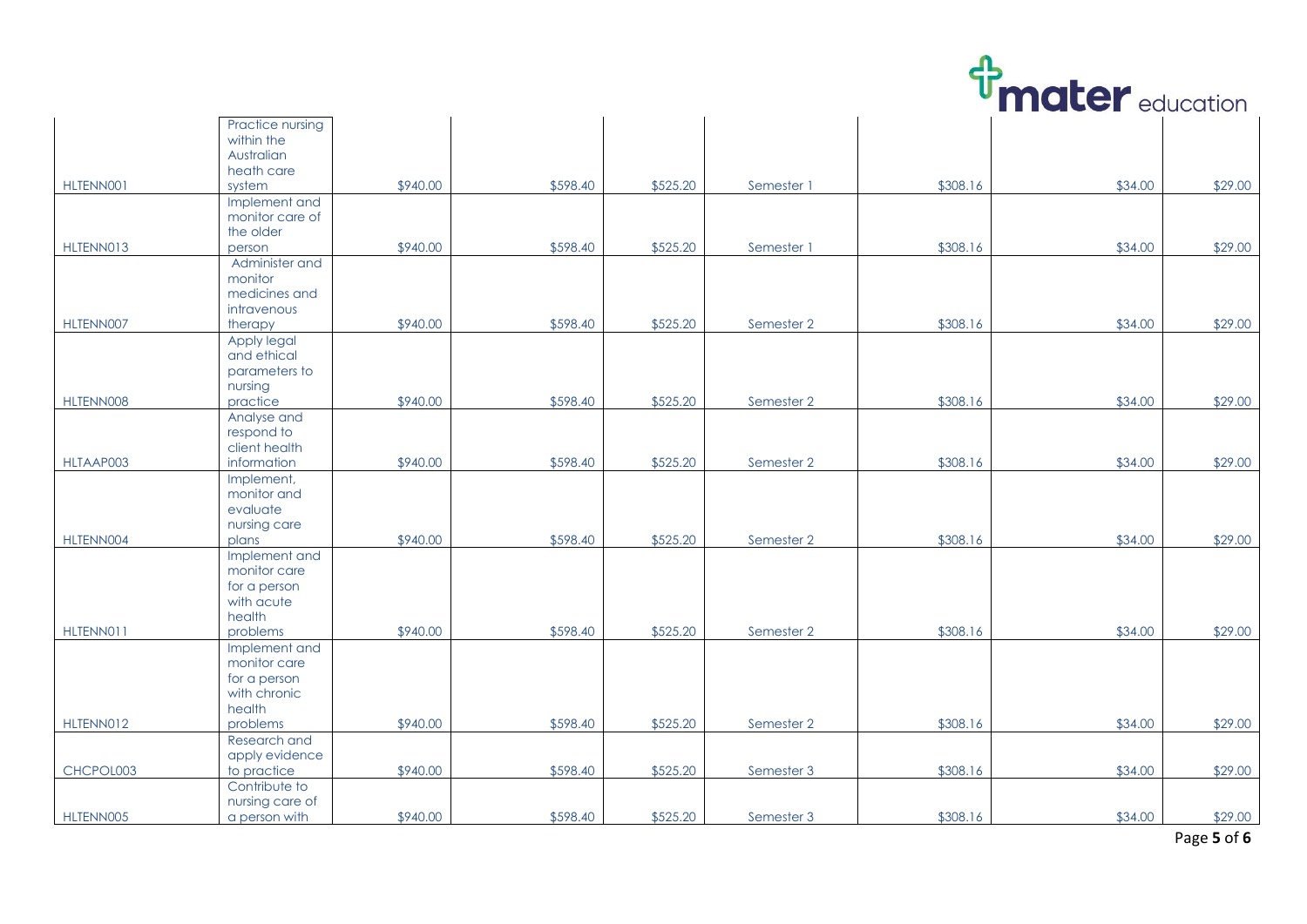| | | | | | | | | |
|---|---|---|---|---|---|---|---|---|
| HLTENN001 | Practice nursing within the Australian heath care system | $940.00 | $598.40 | $525.20 | Semester 1 | $308.16 | $34.00 | $29.00 |
| HLTENN013 | Implement and monitor care of the older person | $940.00 | $598.40 | $525.20 | Semester 1 | $308.16 | $34.00 | $29.00 |
| HLTENN007 | Administer and monitor medicines and intravenous therapy | $940.00 | $598.40 | $525.20 | Semester 2 | $308.16 | $34.00 | $29.00 |
| HLTENN008 | Apply legal and ethical parameters to nursing practice | $940.00 | $598.40 | $525.20 | Semester 2 | $308.16 | $34.00 | $29.00 |
| HLTAAP003 | Analyse and respond to client health information | $940.00 | $598.40 | $525.20 | Semester 2 | $308.16 | $34.00 | $29.00 |
| HLTENN004 | Implement, monitor and evaluate nursing care plans | $940.00 | $598.40 | $525.20 | Semester 2 | $308.16 | $34.00 | $29.00 |
| HLTENN011 | Implement and monitor care for a person with acute health problems | $940.00 | $598.40 | $525.20 | Semester 2 | $308.16 | $34.00 | $29.00 |
| HLTENN012 | Implement and monitor care for a person with chronic health problems | $940.00 | $598.40 | $525.20 | Semester 2 | $308.16 | $34.00 | $29.00 |
| CHCPOL003 | Research and apply evidence to practice | $940.00 | $598.40 | $525.20 | Semester 3 | $308.16 | $34.00 | $29.00 |
| HLTENN005 | Contribute to nursing care of a person with | $940.00 | $598.40 | $525.20 | Semester 3 | $308.16 | $34.00 | $29.00 |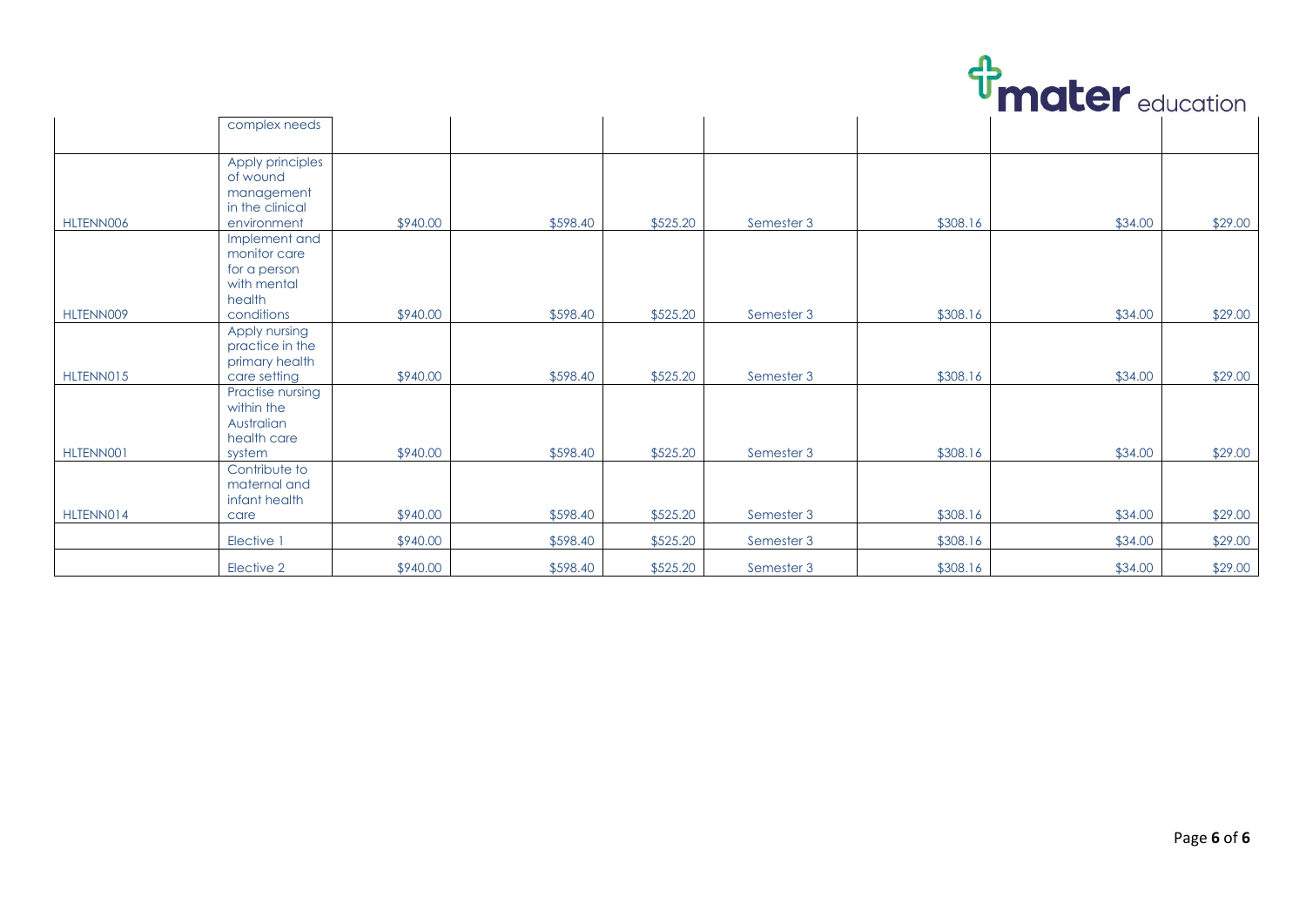| | | | | | | | | |
|---|---|---|---|---|---|---|---|---|
| | complex needs | | | | | | | |
| HLTENN006 | Apply principles of wound management in the clinical environment | $940.00 | $598.40 | $525.20 | Semester 3 | $308.16 | $34.00 | $29.00 |
| HLTENN009 | Implement and monitor care for a person with mental health conditions | $940.00 | $598.40 | $525.20 | Semester 3 | $308.16 | $34.00 | $29.00 |
| HLTENN015 | Apply nursing practice in the primary health care setting | $940.00 | $598.40 | $525.20 | Semester 3 | $308.16 | $34.00 | $29.00 |
| HLTENN001 | Practise nursing within the Australian health care system | $940.00 | $598.40 | $525.20 | Semester 3 | $308.16 | $34.00 | $29.00 |
| HLTENN014 | Contribute to maternal and infant health care | $940.00 | $598.40 | $525.20 | Semester 3 | $308.16 | $34.00 | $29.00 |
| | Elective 1 | $940.00 | $598.40 | $525.20 | Semester 3 | $308.16 | $34.00 | $29.00 |
| | Elective 2 | $940.00 | $598.40 | $525.20 | Semester 3 | $308.16 | $34.00 | $29.00 |